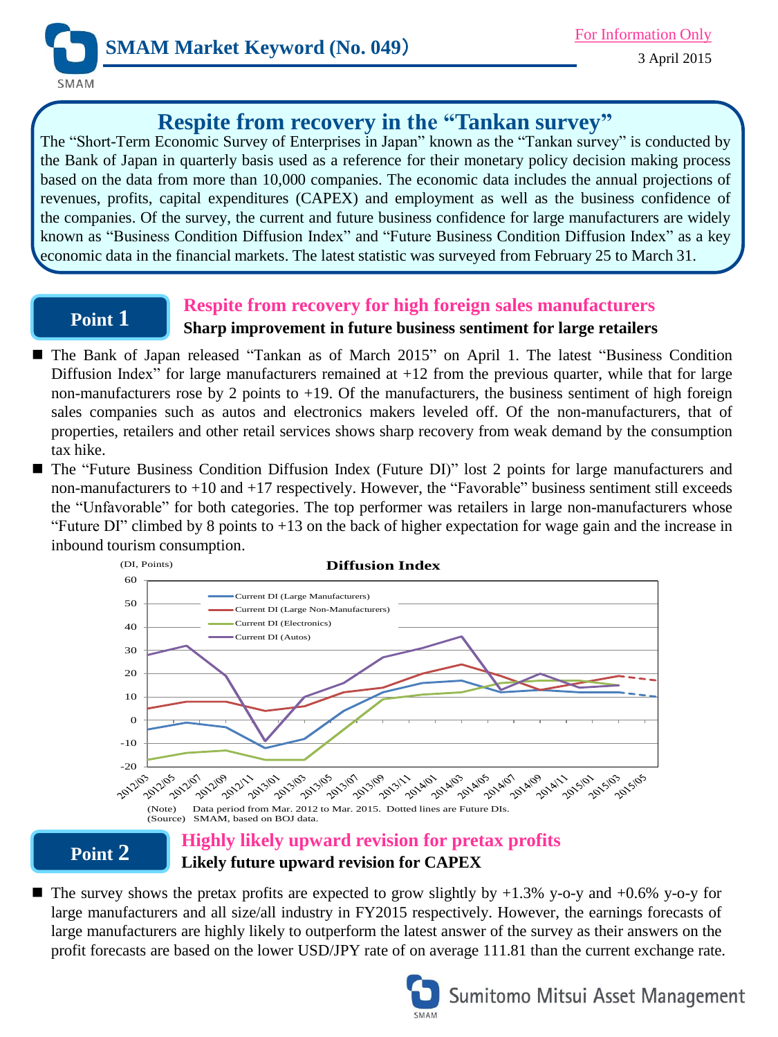# SMAM Market Keyword (No. 049)

For Information Only

3 April 2015

## Respite from recovery in the "Tankan survey"

The "Short-Term Economic Survey of Enterprises in Japan" known as the "Tankan survey" is conducted by the Bank of Japan in quarterly basis used as a reference for their monetary policy decision making process based on the data from more than 10,000 companies. The economic data includes the annual projections of revenues, profits, capital expenditures (CAPEX) and employment as well as the business confidence of the companies. Of the survey, the current and future business confidence for large manufacturers are widely known as "Business Condition Diffusion Index" and "Future Business Condition Diffusion Index" as a key economic data in the financial markets. The latest statistic was surveyed from February 25 to March 31.

### Point 1

**Respite from recovery for high foreign sales manufacturers**

**Sharp improvement in future business sentiment for large retailers**

- The Bank of Japan released "Tankan as of March 2015" on April 1. The latest "Business Condition Diffusion Index" for large manufacturers remained at +12 from the previous quarter, while that for large non-manufacturers rose by 2 points to +19. Of the manufacturers, the business sentiment of high foreign sales companies such as autos and electronics makers leveled off. Of the non-manufacturers, that of properties, retailers and other retail services shows sharp recovery from weak demand by the consumption tax hike.
- The "Future Business Condition Diffusion Index (Future DI)" lost 2 points for large manufacturers and non-manufacturers to +10 and +17 respectively. However, the "Favorable" business sentiment still exceeds the "Unfavorable" for both categories. The top performer was retailers in large non-manufacturers whose "Future DI" climbed by 8 points to +13 on the back of higher expectation for wage gain and the increase in inbound tourism consumption.

**Diffusion Index**

(DI, Points)

Legend: Current DI (Large Manufacturers); Current DI (Large Non-Manufacturers); Current DI (Electronics); Current DI (Autos)

(Note) Data period from Mar. 2012 to Mar. 2015. Dotted lines are Future DIs.
(Source) SMAM, based on BOJ data.

### Point 2

**Highly likely upward revision for pretax profits**

**Likely future upward revision for CAPEX**

- The survey shows the pretax profits are expected to grow slightly by +1.3% y-o-y and +0.6% y-o-y for large manufacturers and all size/all industry in FY2015 respectively. However, the earnings forecasts of large manufacturers are highly likely to outperform the latest answer of the survey as their answers on the profit forecasts are based on the lower USD/JPY rate of on average 111.81 than the current exchange rate.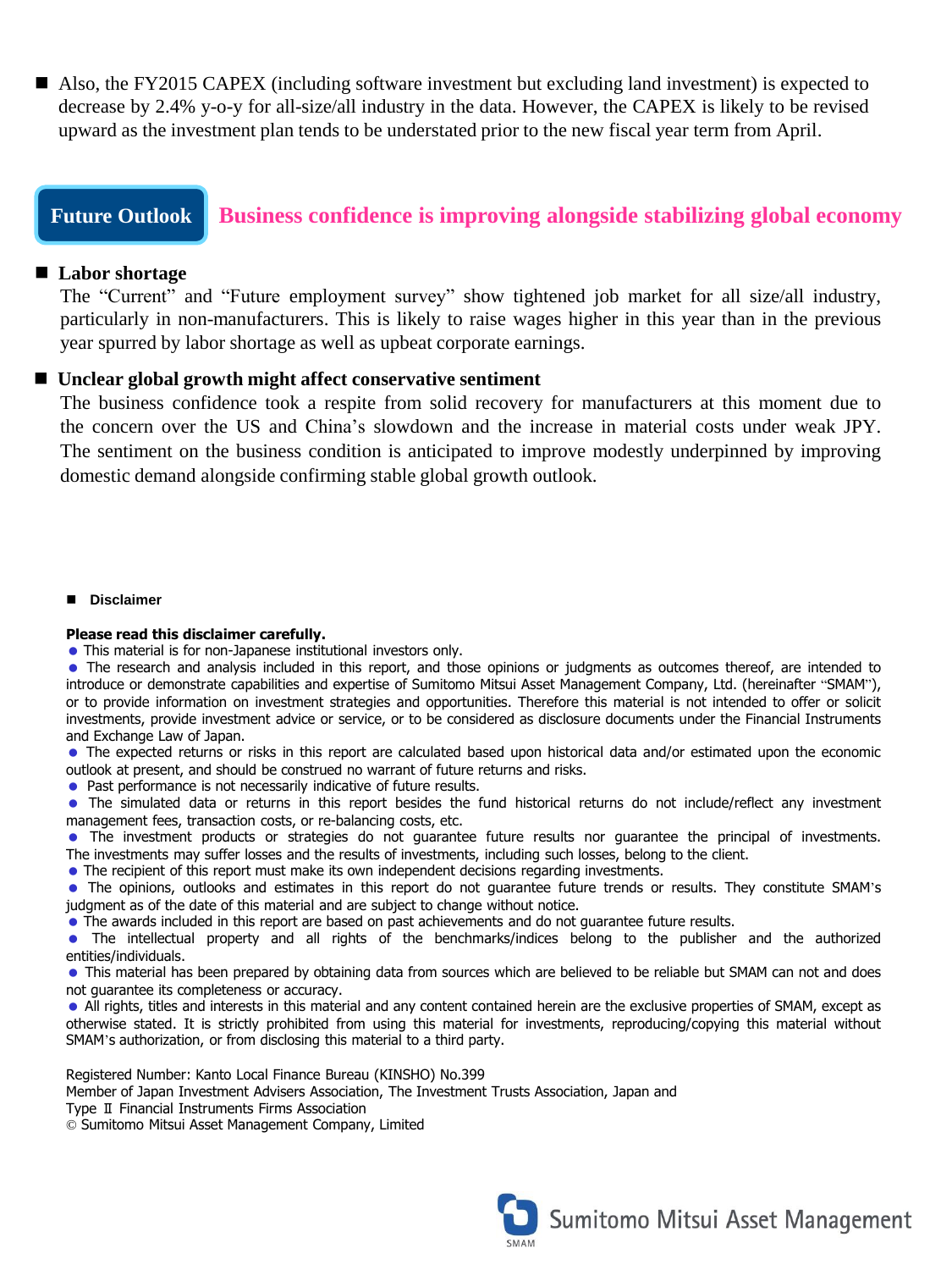- Also, the FY2015 CAPEX (including software investment but excluding land investment) is expected to decrease by 2.4% y-o-y for all-size/all industry in the data. However, the CAPEX is likely to be revised upward as the investment plan tends to be understated prior to the new fiscal year term from April.

## Future Outlook — Business confidence is improving alongside stabilizing global economy

- **Labor shortage**

  The "Current" and "Future employment survey" show tightened job market for all size/all industry, particularly in non-manufacturers. This is likely to raise wages higher in this year than in the previous year spurred by labor shortage as well as upbeat corporate earnings.

- **Unclear global growth might affect conservative sentiment**

  The business confidence took a respite from solid recovery for manufacturers at this moment due to the concern over the US and China's slowdown and the increase in material costs under weak JPY. The sentiment on the business condition is anticipated to improve modestly underpinned by improving domestic demand alongside confirming stable global growth outlook.

### Disclaimer

**Please read this disclaimer carefully.**

- This material is for non-Japanese institutional investors only.
- The research and analysis included in this report, and those opinions or judgments as outcomes thereof, are intended to introduce or demonstrate capabilities and expertise of Sumitomo Mitsui Asset Management Company, Ltd. (hereinafter "SMAM"), or to provide information on investment strategies and opportunities. Therefore this material is not intended to offer or solicit investments, provide investment advice or service, or to be considered as disclosure documents under the Financial Instruments and Exchange Law of Japan.
- The expected returns or risks in this report are calculated based upon historical data and/or estimated upon the economic outlook at present, and should be construed no warrant of future returns and risks.
- Past performance is not necessarily indicative of future results.
- The simulated data or returns in this report besides the fund historical returns do not include/reflect any investment management fees, transaction costs, or re-balancing costs, etc.
- The investment products or strategies do not guarantee future results nor guarantee the principal of investments. The investments may suffer losses and the results of investments, including such losses, belong to the client.
- The recipient of this report must make its own independent decisions regarding investments.
- The opinions, outlooks and estimates in this report do not guarantee future trends or results. They constitute SMAM's judgment as of the date of this material and are subject to change without notice.
- The awards included in this report are based on past achievements and do not guarantee future results.
- The intellectual property and all rights of the benchmarks/indices belong to the publisher and the authorized entities/individuals.
- This material has been prepared by obtaining data from sources which are believed to be reliable but SMAM can not and does not guarantee its completeness or accuracy.
- All rights, titles and interests in this material and any content contained herein are the exclusive properties of SMAM, except as otherwise stated. It is strictly prohibited from using this material for investments, reproducing/copying this material without SMAM's authorization, or from disclosing this material to a third party.

Registered Number: Kanto Local Finance Bureau (KINSHO) No.399
Member of Japan Investment Advisers Association, The Investment Trusts Association, Japan and
Type Ⅱ Financial Instruments Firms Association
© Sumitomo Mitsui Asset Management Company, Limited

Sumitomo Mitsui Asset Management